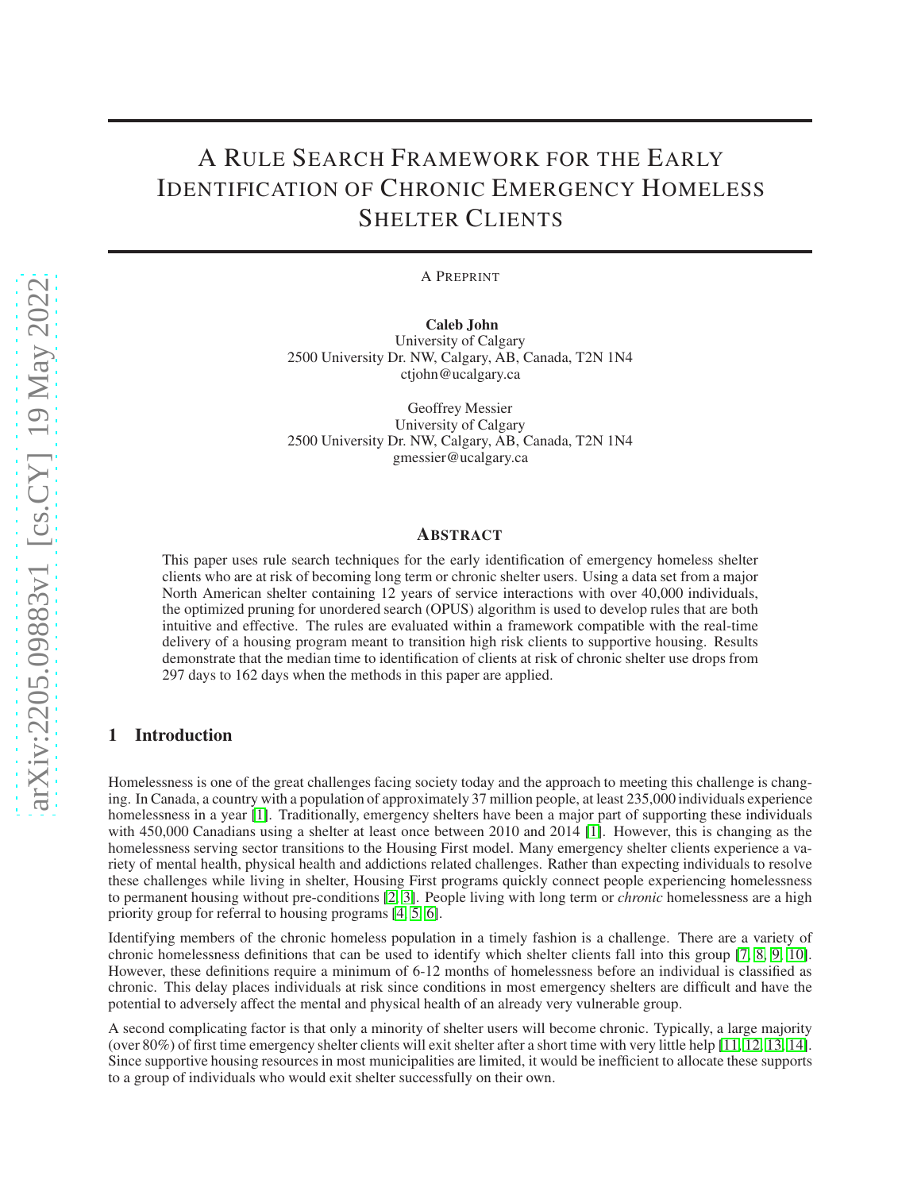# A Rule Search Framework for the Early Identification of Chronic Emergency Homeless Shelter Clients

A Preprint

**Caleb John**
University of Calgary
2500 University Dr. NW, Calgary, AB, Canada, T2N 1N4
ctjohn@ucalgary.ca

Geoffrey Messier
University of Calgary
2500 University Dr. NW, Calgary, AB, Canada, T2N 1N4
gmessier@ucalgary.ca

## Abstract

This paper uses rule search techniques for the early identification of emergency homeless shelter clients who are at risk of becoming long term or chronic shelter users. Using a data set from a major North American shelter containing 12 years of service interactions with over 40,000 individuals, the optimized pruning for unordered search (OPUS) algorithm is used to develop rules that are both intuitive and effective. The rules are evaluated within a framework compatible with the real-time delivery of a housing program meant to transition high risk clients to supportive housing. Results demonstrate that the median time to identification of clients at risk of chronic shelter use drops from 297 days to 162 days when the methods in this paper are applied.

## 1 Introduction

Homelessness is one of the great challenges facing society today and the approach to meeting this challenge is changing. In Canada, a country with a population of approximately 37 million people, at least 235,000 individuals experience homelessness in a year [1]. Traditionally, emergency shelters have been a major part of supporting these individuals with 450,000 Canadians using a shelter at least once between 2010 and 2014 [1]. However, this is changing as the homelessness serving sector transitions to the Housing First model. Many emergency shelter clients experience a variety of mental health, physical health and addictions related challenges. Rather than expecting individuals to resolve these challenges while living in shelter, Housing First programs quickly connect people experiencing homelessness to permanent housing without pre-conditions [2, 3]. People living with long term or *chronic* homelessness are a high priority group for referral to housing programs [4, 5, 6].

Identifying members of the chronic homeless population in a timely fashion is a challenge. There are a variety of chronic homelessness definitions that can be used to identify which shelter clients fall into this group [7, 8, 9, 10]. However, these definitions require a minimum of 6-12 months of homelessness before an individual is classified as chronic. This delay places individuals at risk since conditions in most emergency shelters are difficult and have the potential to adversely affect the mental and physical health of an already very vulnerable group.

A second complicating factor is that only a minority of shelter users will become chronic. Typically, a large majority (over 80%) of first time emergency shelter clients will exit shelter after a short time with very little help [11, 12, 13, 14]. Since supportive housing resources in most municipalities are limited, it would be inefficient to allocate these supports to a group of individuals who would exit shelter successfully on their own.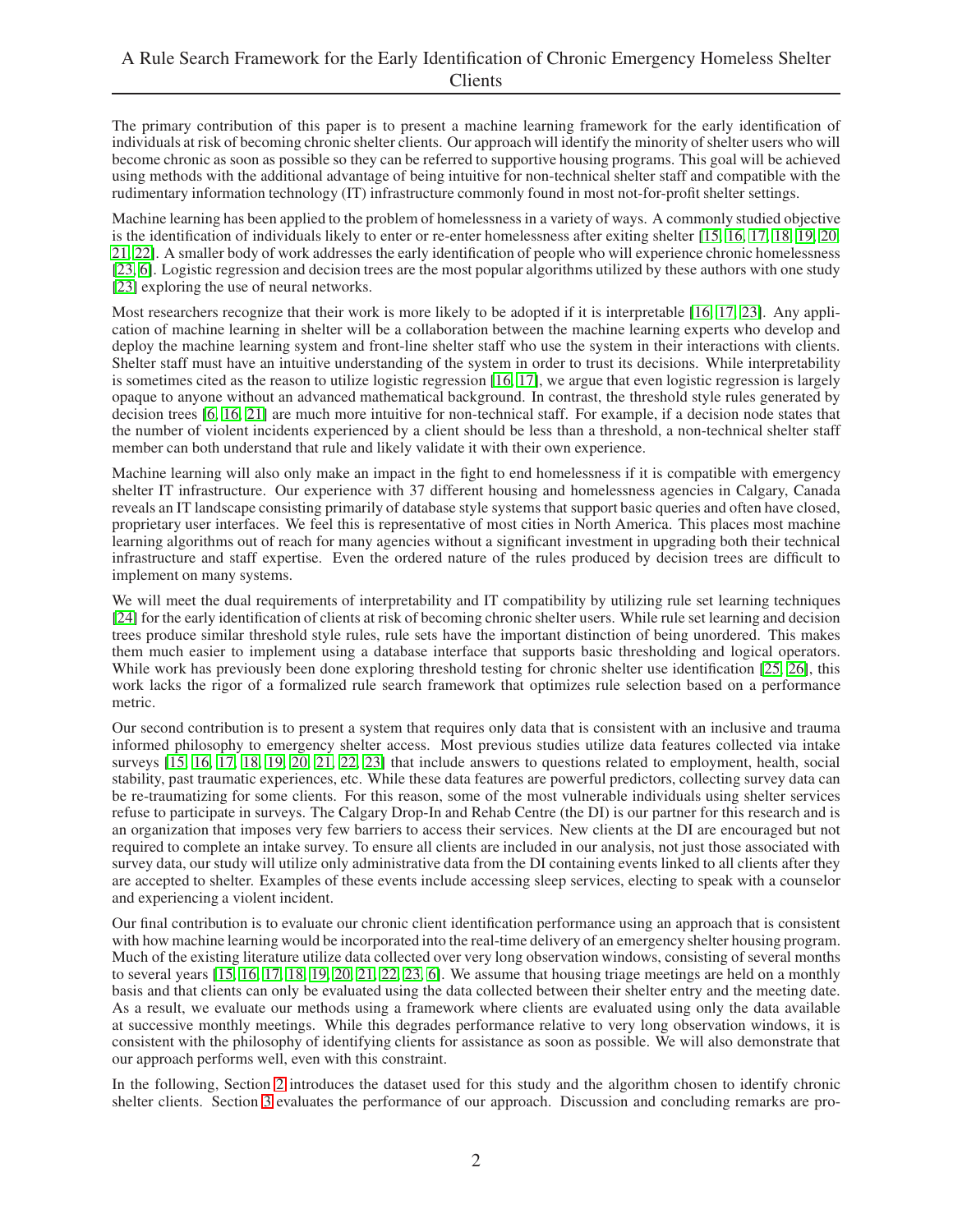The primary contribution of this paper is to present a machine learning framework for the early identification of individuals at risk of becoming chronic shelter clients. Our approach will identify the minority of shelter users who will become chronic as soon as possible so they can be referred to supportive housing programs. This goal will be achieved using methods with the additional advantage of being intuitive for non-technical shelter staff and compatible with the rudimentary information technology (IT) infrastructure commonly found in most not-for-profit shelter settings.

Machine learning has been applied to the problem of homelessness in a variety of ways. A commonly studied objective is the identification of individuals likely to enter or re-enter homelessness after exiting shelter [15, 16, 17, 18, 19, 20, 21, 22]. A smaller body of work addresses the early identification of people who will experience chronic homelessness [23, 6]. Logistic regression and decision trees are the most popular algorithms utilized by these authors with one study [23] exploring the use of neural networks.

Most researchers recognize that their work is more likely to be adopted if it is interpretable [16, 17, 23]. Any application of machine learning in shelter will be a collaboration between the machine learning experts who develop and deploy the machine learning system and front-line shelter staff who use the system in their interactions with clients. Shelter staff must have an intuitive understanding of the system in order to trust its decisions. While interpretability is sometimes cited as the reason to utilize logistic regression [16, 17], we argue that even logistic regression is largely opaque to anyone without an advanced mathematical background. In contrast, the threshold style rules generated by decision trees [6, 16, 21] are much more intuitive for non-technical staff. For example, if a decision node states that the number of violent incidents experienced by a client should be less than a threshold, a non-technical shelter staff member can both understand that rule and likely validate it with their own experience.

Machine learning will also only make an impact in the fight to end homelessness if it is compatible with emergency shelter IT infrastructure. Our experience with 37 different housing and homelessness agencies in Calgary, Canada reveals an IT landscape consisting primarily of database style systems that support basic queries and often have closed, proprietary user interfaces. We feel this is representative of most cities in North America. This places most machine learning algorithms out of reach for many agencies without a significant investment in upgrading both their technical infrastructure and staff expertise. Even the ordered nature of the rules produced by decision trees are difficult to implement on many systems.

We will meet the dual requirements of interpretability and IT compatibility by utilizing rule set learning techniques [24] for the early identification of clients at risk of becoming chronic shelter users. While rule set learning and decision trees produce similar threshold style rules, rule sets have the important distinction of being unordered. This makes them much easier to implement using a database interface that supports basic thresholding and logical operators. While work has previously been done exploring threshold testing for chronic shelter use identification [25, 26], this work lacks the rigor of a formalized rule search framework that optimizes rule selection based on a performance metric.

Our second contribution is to present a system that requires only data that is consistent with an inclusive and trauma informed philosophy to emergency shelter access. Most previous studies utilize data features collected via intake surveys [15, 16, 17, 18, 19, 20, 21, 22, 23] that include answers to questions related to employment, health, social stability, past traumatic experiences, etc. While these data features are powerful predictors, collecting survey data can be re-traumatizing for some clients. For this reason, some of the most vulnerable individuals using shelter services refuse to participate in surveys. The Calgary Drop-In and Rehab Centre (the DI) is our partner for this research and is an organization that imposes very few barriers to access their services. New clients at the DI are encouraged but not required to complete an intake survey. To ensure all clients are included in our analysis, not just those associated with survey data, our study will utilize only administrative data from the DI containing events linked to all clients after they are accepted to shelter. Examples of these events include accessing sleep services, electing to speak with a counselor and experiencing a violent incident.

Our final contribution is to evaluate our chronic client identification performance using an approach that is consistent with how machine learning would be incorporated into the real-time delivery of an emergency shelter housing program. Much of the existing literature utilize data collected over very long observation windows, consisting of several months to several years [15, 16, 17, 18, 19, 20, 21, 22, 23, 6]. We assume that housing triage meetings are held on a monthly basis and that clients can only be evaluated using the data collected between their shelter entry and the meeting date. As a result, we evaluate our methods using a framework where clients are evaluated using only the data available at successive monthly meetings. While this degrades performance relative to very long observation windows, it is consistent with the philosophy of identifying clients for assistance as soon as possible. We will also demonstrate that our approach performs well, even with this constraint.

In the following, Section 2 introduces the dataset used for this study and the algorithm chosen to identify chronic shelter clients. Section 3 evaluates the performance of our approach. Discussion and concluding remarks are pro-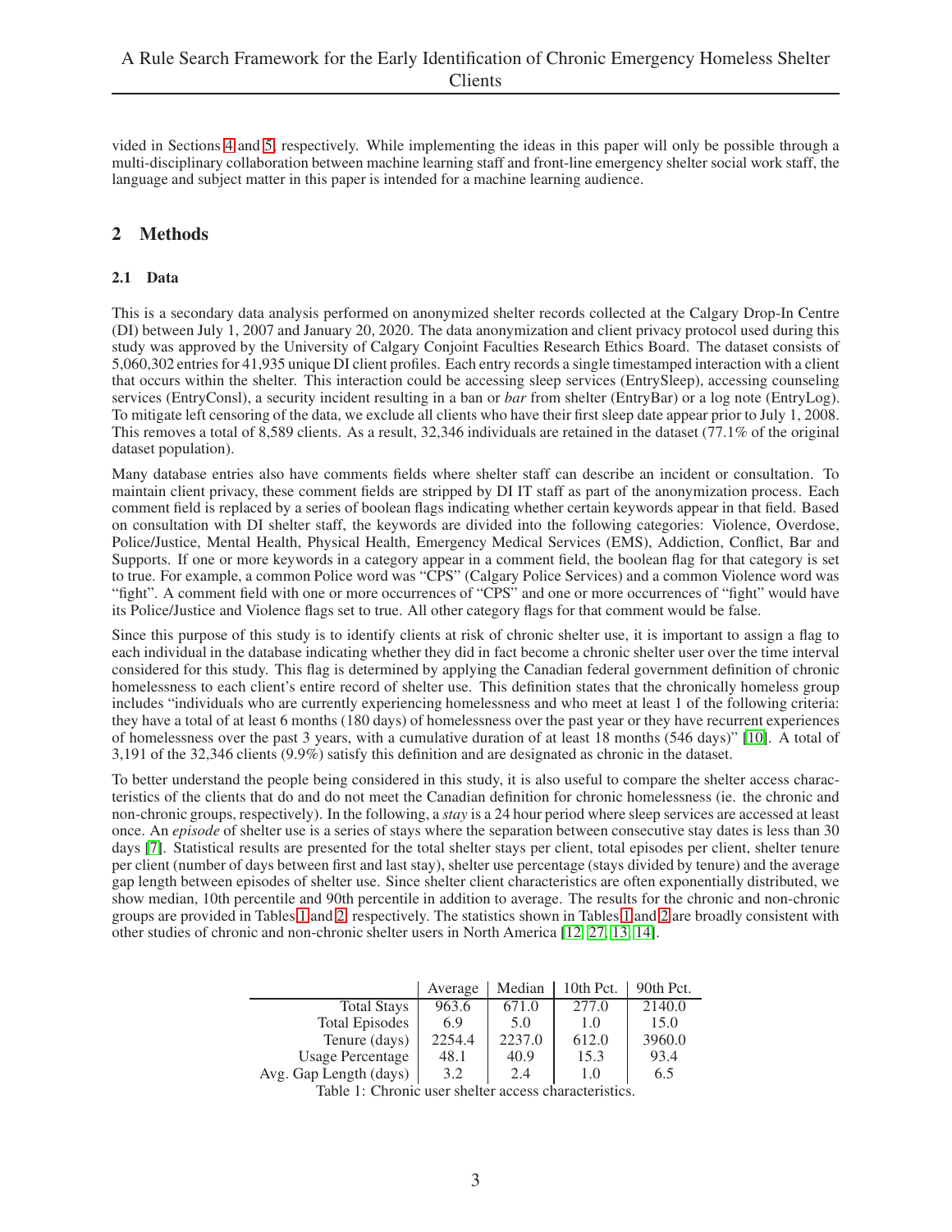vided in Sections 4 and 5, respectively. While implementing the ideas in this paper will only be possible through a multi-disciplinary collaboration between machine learning staff and front-line emergency shelter social work staff, the language and subject matter in this paper is intended for a machine learning audience.

## 2 Methods

### 2.1 Data

This is a secondary data analysis performed on anonymized shelter records collected at the Calgary Drop-In Centre (DI) between July 1, 2007 and January 20, 2020. The data anonymization and client privacy protocol used during this study was approved by the University of Calgary Conjoint Faculties Research Ethics Board. The dataset consists of 5,060,302 entries for 41,935 unique DI client profiles. Each entry records a single timestamped interaction with a client that occurs within the shelter. This interaction could be accessing sleep services (EntrySleep), accessing counseling services (EntryConsl), a security incident resulting in a ban or *bar* from shelter (EntryBar) or a log note (EntryLog). To mitigate left censoring of the data, we exclude all clients who have their first sleep date appear prior to July 1, 2008. This removes a total of 8,589 clients. As a result, 32,346 individuals are retained in the dataset (77.1% of the original dataset population).

Many database entries also have comments fields where shelter staff can describe an incident or consultation. To maintain client privacy, these comment fields are stripped by DI IT staff as part of the anonymization process. Each comment field is replaced by a series of boolean flags indicating whether certain keywords appear in that field. Based on consultation with DI shelter staff, the keywords are divided into the following categories: Violence, Overdose, Police/Justice, Mental Health, Physical Health, Emergency Medical Services (EMS), Addiction, Conflict, Bar and Supports. If one or more keywords in a category appear in a comment field, the boolean flag for that category is set to true. For example, a common Police word was "CPS" (Calgary Police Services) and a common Violence word was "fight". A comment field with one or more occurrences of "CPS" and one or more occurrences of "fight" would have its Police/Justice and Violence flags set to true. All other category flags for that comment would be false.

Since this purpose of this study is to identify clients at risk of chronic shelter use, it is important to assign a flag to each individual in the database indicating whether they did in fact become a chronic shelter user over the time interval considered for this study. This flag is determined by applying the Canadian federal government definition of chronic homelessness to each client's entire record of shelter use. This definition states that the chronically homeless group includes "individuals who are currently experiencing homelessness and who meet at least 1 of the following criteria: they have a total of at least 6 months (180 days) of homelessness over the past year or they have recurrent experiences of homelessness over the past 3 years, with a cumulative duration of at least 18 months (546 days)" [10]. A total of 3,191 of the 32,346 clients (9.9%) satisfy this definition and are designated as chronic in the dataset.

To better understand the people being considered in this study, it is also useful to compare the shelter access characteristics of the clients that do and do not meet the Canadian definition for chronic homelessness (ie. the chronic and non-chronic groups, respectively). In the following, a *stay* is a 24 hour period where sleep services are accessed at least once. An *episode* of shelter use is a series of stays where the separation between consecutive stay dates is less than 30 days [7]. Statistical results are presented for the total shelter stays per client, total episodes per client, shelter tenure per client (number of days between first and last stay), shelter use percentage (stays divided by tenure) and the average gap length between episodes of shelter use. Since shelter client characteristics are often exponentially distributed, we show median, 10th percentile and 90th percentile in addition to average. The results for the chronic and non-chronic groups are provided in Tables 1 and 2, respectively. The statistics shown in Tables 1 and 2 are broadly consistent with other studies of chronic and non-chronic shelter users in North America [12, 27, 13, 14].

| | Average | Median | 10th Pct. | 90th Pct. |
|---|---|---|---|---|
| Total Stays | 963.6 | 671.0 | 277.0 | 2140.0 |
| Total Episodes | 6.9 | 5.0 | 1.0 | 15.0 |
| Tenure (days) | 2254.4 | 2237.0 | 612.0 | 3960.0 |
| Usage Percentage | 48.1 | 40.9 | 15.3 | 93.4 |
| Avg. Gap Length (days) | 3.2 | 2.4 | 1.0 | 6.5 |

Table 1: Chronic user shelter access characteristics.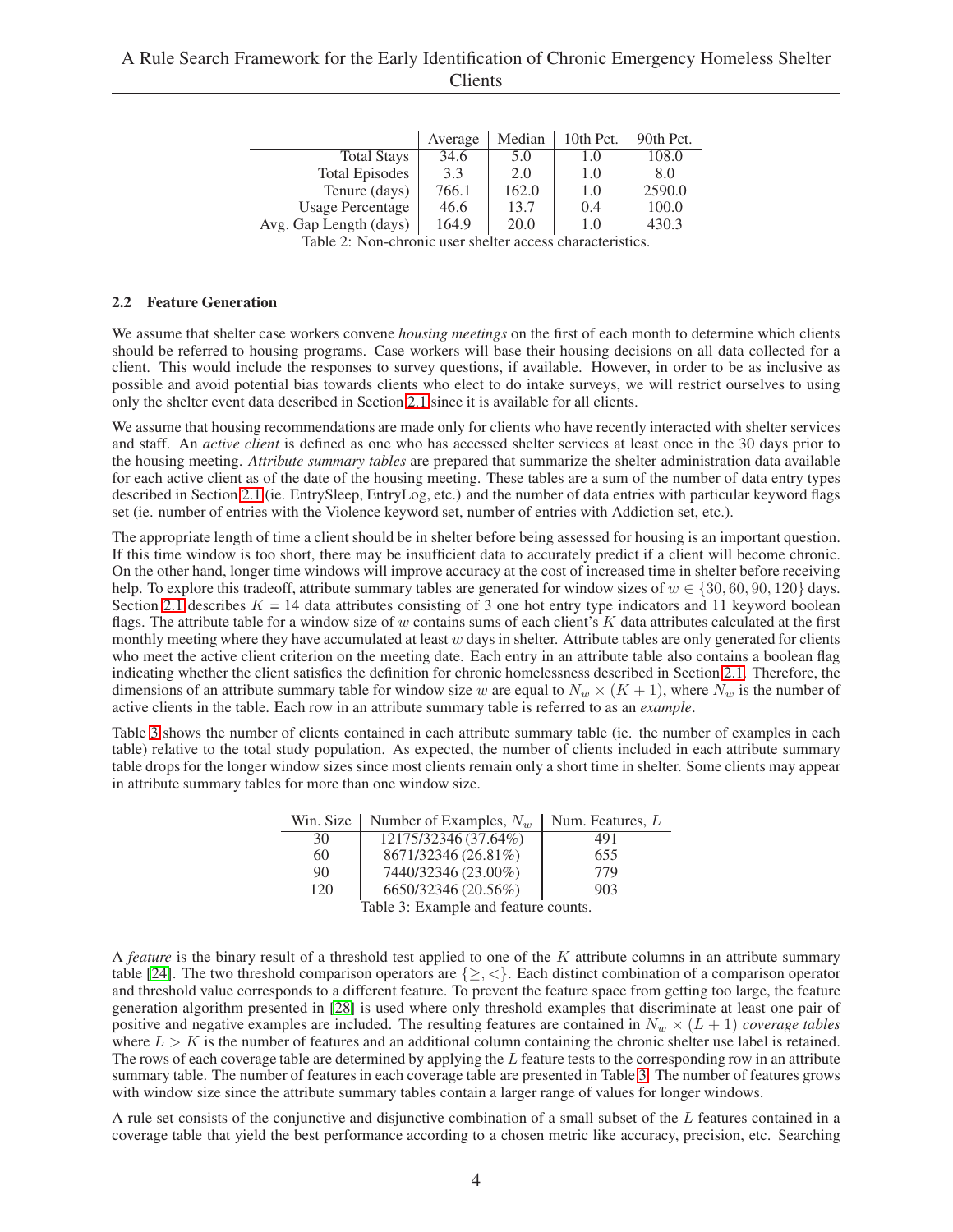| | Average | Median | 10th Pct. | 90th Pct. |
|---|---|---|---|---|
| Total Stays | 34.6 | 5.0 | 1.0 | 108.0 |
| Total Episodes | 3.3 | 2.0 | 1.0 | 8.0 |
| Tenure (days) | 766.1 | 162.0 | 1.0 | 2590.0 |
| Usage Percentage | 46.6 | 13.7 | 0.4 | 100.0 |
| Avg. Gap Length (days) | 164.9 | 20.0 | 1.0 | 430.3 |

Table 2: Non-chronic user shelter access characteristics.

### 2.2 Feature Generation

We assume that shelter case workers convene *housing meetings* on the first of each month to determine which clients should be referred to housing programs. Case workers will base their housing decisions on all data collected for a client. This would include the responses to survey questions, if available. However, in order to be as inclusive as possible and avoid potential bias towards clients who elect to do intake surveys, we will restrict ourselves to using only the shelter event data described in Section 2.1 since it is available for all clients.

We assume that housing recommendations are made only for clients who have recently interacted with shelter services and staff. An *active client* is defined as one who has accessed shelter services at least once in the 30 days prior to the housing meeting. *Attribute summary tables* are prepared that summarize the shelter administration data available for each active client as of the date of the housing meeting. These tables are a sum of the number of data entry types described in Section 2.1 (ie. EntrySleep, EntryLog, etc.) and the number of data entries with particular keyword flags set (ie. number of entries with the Violence keyword set, number of entries with Addiction set, etc.).

The appropriate length of time a client should be in shelter before being assessed for housing is an important question. If this time window is too short, there may be insufficient data to accurately predict if a client will become chronic. On the other hand, longer time windows will improve accuracy at the cost of increased time in shelter before receiving help. To explore this tradeoff, attribute summary tables are generated for window sizes of $w \in \{30, 60, 90, 120\}$ days. Section 2.1 describes $K$ = 14 data attributes consisting of 3 one hot entry type indicators and 11 keyword boolean flags. The attribute table for a window size of $w$ contains sums of each client's $K$ data attributes calculated at the first monthly meeting where they have accumulated at least $w$ days in shelter. Attribute tables are only generated for clients who meet the active client criterion on the meeting date. Each entry in an attribute table also contains a boolean flag indicating whether the client satisfies the definition for chronic homelessness described in Section 2.1. Therefore, the dimensions of an attribute summary table for window size $w$ are equal to $N_w \times (K + 1)$, where $N_w$ is the number of active clients in the table. Each row in an attribute summary table is referred to as an *example*.

Table 3 shows the number of clients contained in each attribute summary table (ie. the number of examples in each table) relative to the total study population. As expected, the number of clients included in each attribute summary table drops for the longer window sizes since most clients remain only a short time in shelter. Some clients may appear in attribute summary tables for more than one window size.

| Win. Size | Number of Examples, $N_w$ | Num. Features, $L$ |
|---|---|---|
| 30 | 12175/32346 (37.64%) | 491 |
| 60 | 8671/32346 (26.81%) | 655 |
| 90 | 7440/32346 (23.00%) | 779 |
| 120 | 6650/32346 (20.56%) | 903 |

Table 3: Example and feature counts.

A *feature* is the binary result of a threshold test applied to one of the $K$ attribute columns in an attribute summary table [24]. The two threshold comparison operators are $\{\geq, <\}$. Each distinct combination of a comparison operator and threshold value corresponds to a different feature. To prevent the feature space from getting too large, the feature generation algorithm presented in [28] is used where only threshold examples that discriminate at least one pair of positive and negative examples are included. The resulting features are contained in $N_w \times (L + 1)$ *coverage tables* where $L > K$ is the number of features and an additional column containing the chronic shelter use label is retained. The rows of each coverage table are determined by applying the $L$ feature tests to the corresponding row in an attribute summary table. The number of features in each coverage table are presented in Table 3. The number of features grows with window size since the attribute summary tables contain a larger range of values for longer windows.

A rule set consists of the conjunctive and disjunctive combination of a small subset of the $L$ features contained in a coverage table that yield the best performance according to a chosen metric like accuracy, precision, etc. Searching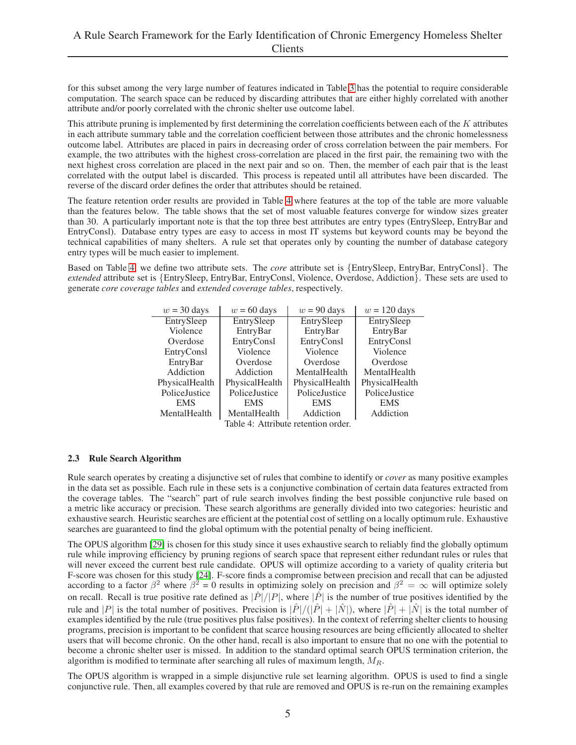for this subset among the very large number of features indicated in Table 3 has the potential to require considerable computation. The search space can be reduced by discarding attributes that are either highly correlated with another attribute and/or poorly correlated with the chronic shelter use outcome label.

This attribute pruning is implemented by first determining the correlation coefficients between each of the $K$ attributes in each attribute summary table and the correlation coefficient between those attributes and the chronic homelessness outcome label. Attributes are placed in pairs in decreasing order of cross correlation between the pair members. For example, the two attributes with the highest cross-correlation are placed in the first pair, the remaining two with the next highest cross correlation are placed in the next pair and so on. Then, the member of each pair that is the least correlated with the output label is discarded. This process is repeated until all attributes have been discarded. The reverse of the discard order defines the order that attributes should be retained.

The feature retention order results are provided in Table 4 where features at the top of the table are more valuable than the features below. The table shows that the set of most valuable features converge for window sizes greater than 30. A particularly important note is that the top three best attributes are entry types (EntrySleep, EntryBar and EntryConsl). Database entry types are easy to access in most IT systems but keyword counts may be beyond the technical capabilities of many shelters. A rule set that operates only by counting the number of database category entry types will be much easier to implement.

Based on Table 4, we define two attribute sets. The *core* attribute set is {EntrySleep, EntryBar, EntryConsl}. The *extended* attribute set is {EntrySleep, EntryBar, EntryConsl, Violence, Overdose, Addiction}. These sets are used to generate *core coverage tables* and *extended coverage tables*, respectively.

| $w$ = 30 days | $w$ = 60 days | $w$ = 90 days | $w$ = 120 days |
|---|---|---|---|
| EntrySleep | EntrySleep | EntrySleep | EntrySleep |
| Violence | EntryBar | EntryBar | EntryBar |
| Overdose | EntryConsl | EntryConsl | EntryConsl |
| EntryConsl | Violence | Violence | Violence |
| EntryBar | Overdose | Overdose | Overdose |
| Addiction | Addiction | MentalHealth | MentalHealth |
| PhysicalHealth | PhysicalHealth | PhysicalHealth | PhysicalHealth |
| PoliceJustice | PoliceJustice | PoliceJustice | PoliceJustice |
| EMS | EMS | EMS | EMS |
| MentalHealth | MentalHealth | Addiction | Addiction |

Table 4: Attribute retention order.

### 2.3 Rule Search Algorithm

Rule search operates by creating a disjunctive set of rules that combine to identify or *cover* as many positive examples in the data set as possible. Each rule in these sets is a conjunctive combination of certain data features extracted from the coverage tables. The "search" part of rule search involves finding the best possible conjunctive rule based on a metric like accuracy or precision. These search algorithms are generally divided into two categories: heuristic and exhaustive search. Heuristic searches are efficient at the potential cost of settling on a locally optimum rule. Exhaustive searches are guaranteed to find the global optimum with the potential penalty of being inefficient.

The OPUS algorithm [29] is chosen for this study since it uses exhaustive search to reliably find the globally optimum rule while improving efficiency by pruning regions of search space that represent either redundant rules or rules that will never exceed the current best rule candidate. OPUS will optimize according to a variety of quality criteria but F-score was chosen for this study [24]. F-score finds a compromise between precision and recall that can be adjusted according to a factor $\beta^2$ where $\beta^2 = 0$ results in optimizing solely on precision and $\beta^2 = \infty$ will optimize solely on recall. Recall is true positive rate defined as $|\hat{P}|/|P|$, where $|\hat{P}|$ is the number of true positives identified by the rule and $|P|$ is the total number of positives. Precision is $|\hat{P}|/(|\hat{P}| + |\hat{N}|)$, where $|\hat{P}| + |\hat{N}|$ is the total number of examples identified by the rule (true positives plus false positives). In the context of referring shelter clients to housing programs, precision is important to be confident that scarce housing resources are being efficiently allocated to shelter users that will become chronic. On the other hand, recall is also important to ensure that no one with the potential to become a chronic shelter user is missed. In addition to the standard optimal search OPUS termination criterion, the algorithm is modified to terminate after searching all rules of maximum length, $M_R$.

The OPUS algorithm is wrapped in a simple disjunctive rule set learning algorithm. OPUS is used to find a single conjunctive rule. Then, all examples covered by that rule are removed and OPUS is re-run on the remaining examples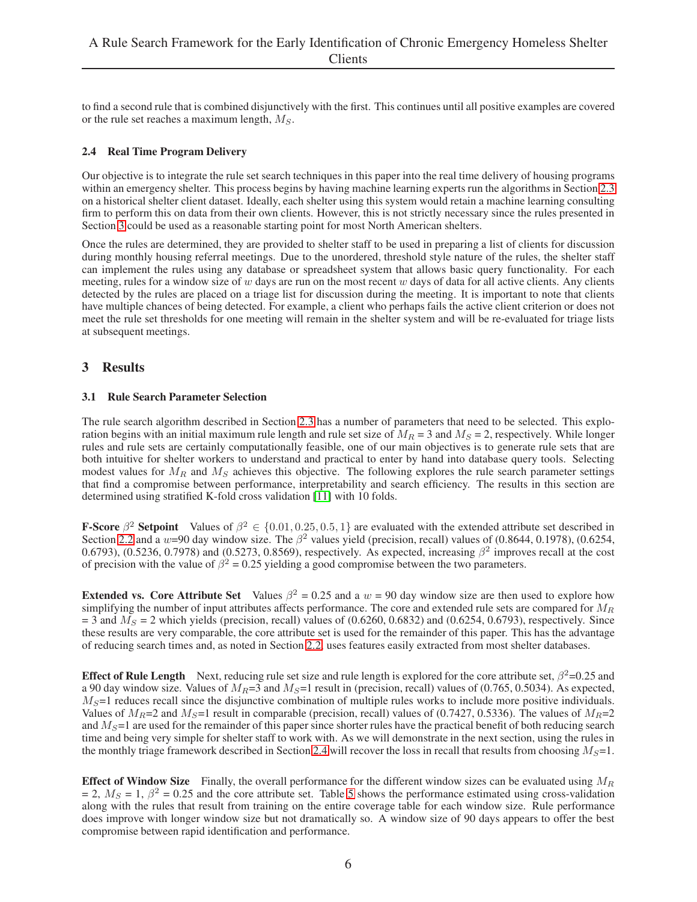to find a second rule that is combined disjunctively with the first. This continues until all positive examples are covered or the rule set reaches a maximum length, $M_S$.

### 2.4 Real Time Program Delivery

Our objective is to integrate the rule set search techniques in this paper into the real time delivery of housing programs within an emergency shelter. This process begins by having machine learning experts run the algorithms in Section 2.3 on a historical shelter client dataset. Ideally, each shelter using this system would retain a machine learning consulting firm to perform this on data from their own clients. However, this is not strictly necessary since the rules presented in Section 3 could be used as a reasonable starting point for most North American shelters.

Once the rules are determined, they are provided to shelter staff to be used in preparing a list of clients for discussion during monthly housing referral meetings. Due to the unordered, threshold style nature of the rules, the shelter staff can implement the rules using any database or spreadsheet system that allows basic query functionality. For each meeting, rules for a window size of $w$ days are run on the most recent $w$ days of data for all active clients. Any clients detected by the rules are placed on a triage list for discussion during the meeting. It is important to note that clients have multiple chances of being detected. For example, a client who perhaps fails the active client criterion or does not meet the rule set thresholds for one meeting will remain in the shelter system and will be re-evaluated for triage lists at subsequent meetings.

## 3 Results

### 3.1 Rule Search Parameter Selection

The rule search algorithm described in Section 2.3 has a number of parameters that need to be selected. This exploration begins with an initial maximum rule length and rule set size of $M_R$ = 3 and $M_S$ = 2, respectively. While longer rules and rule sets are certainly computationally feasible, one of our main objectives is to generate rule sets that are both intuitive for shelter workers to understand and practical to enter by hand into database query tools. Selecting modest values for $M_R$ and $M_S$ achieves this objective. The following explores the rule search parameter settings that find a compromise between performance, interpretability and search efficiency. The results in this section are determined using stratified K-fold cross validation [11] with 10 folds.

**F-Score $\beta^2$ Setpoint** Values of $\beta^2 \in \{0.01, 0.25, 0.5, 1\}$ are evaluated with the extended attribute set described in Section 2.2 and a $w$=90 day window size. The $\beta^2$ values yield (precision, recall) values of (0.8644, 0.1978), (0.6254, 0.6793), (0.5236, 0.7978) and (0.5273, 0.8569), respectively. As expected, increasing $\beta^2$ improves recall at the cost of precision with the value of $\beta^2$ = 0.25 yielding a good compromise between the two parameters.

**Extended vs. Core Attribute Set** Values $\beta^2$ = 0.25 and a $w$ = 90 day window size are then used to explore how simplifying the number of input attributes affects performance. The core and extended rule sets are compared for $M_R$ = 3 and $M_S$ = 2 which yields (precision, recall) values of (0.6260, 0.6832) and (0.6254, 0.6793), respectively. Since these results are very comparable, the core attribute set is used for the remainder of this paper. This has the advantage of reducing search times and, as noted in Section 2.2, uses features easily extracted from most shelter databases.

**Effect of Rule Length** Next, reducing rule set size and rule length is explored for the core attribute set, $\beta^2$=0.25 and a 90 day window size. Values of $M_R$=3 and $M_S$=1 result in (precision, recall) values of (0.765, 0.5034). As expected, $M_S$=1 reduces recall since the disjunctive combination of multiple rules works to include more positive individuals. Values of $M_R$=2 and $M_S$=1 result in comparable (precision, recall) values of (0.7427, 0.5336). The values of $M_R$=2 and $M_S$=1 are used for the remainder of this paper since shorter rules have the practical benefit of both reducing search time and being very simple for shelter staff to work with. As we will demonstrate in the next section, using the rules in the monthly triage framework described in Section 2.4 will recover the loss in recall that results from choosing $M_S$=1.

**Effect of Window Size** Finally, the overall performance for the different window sizes can be evaluated using $M_R$ = 2, $M_S$ = 1, $\beta^2$ = 0.25 and the core attribute set. Table 5 shows the performance estimated using cross-validation along with the rules that result from training on the entire coverage table for each window size. Rule performance does improve with longer window size but not dramatically so. A window size of 90 days appears to offer the best compromise between rapid identification and performance.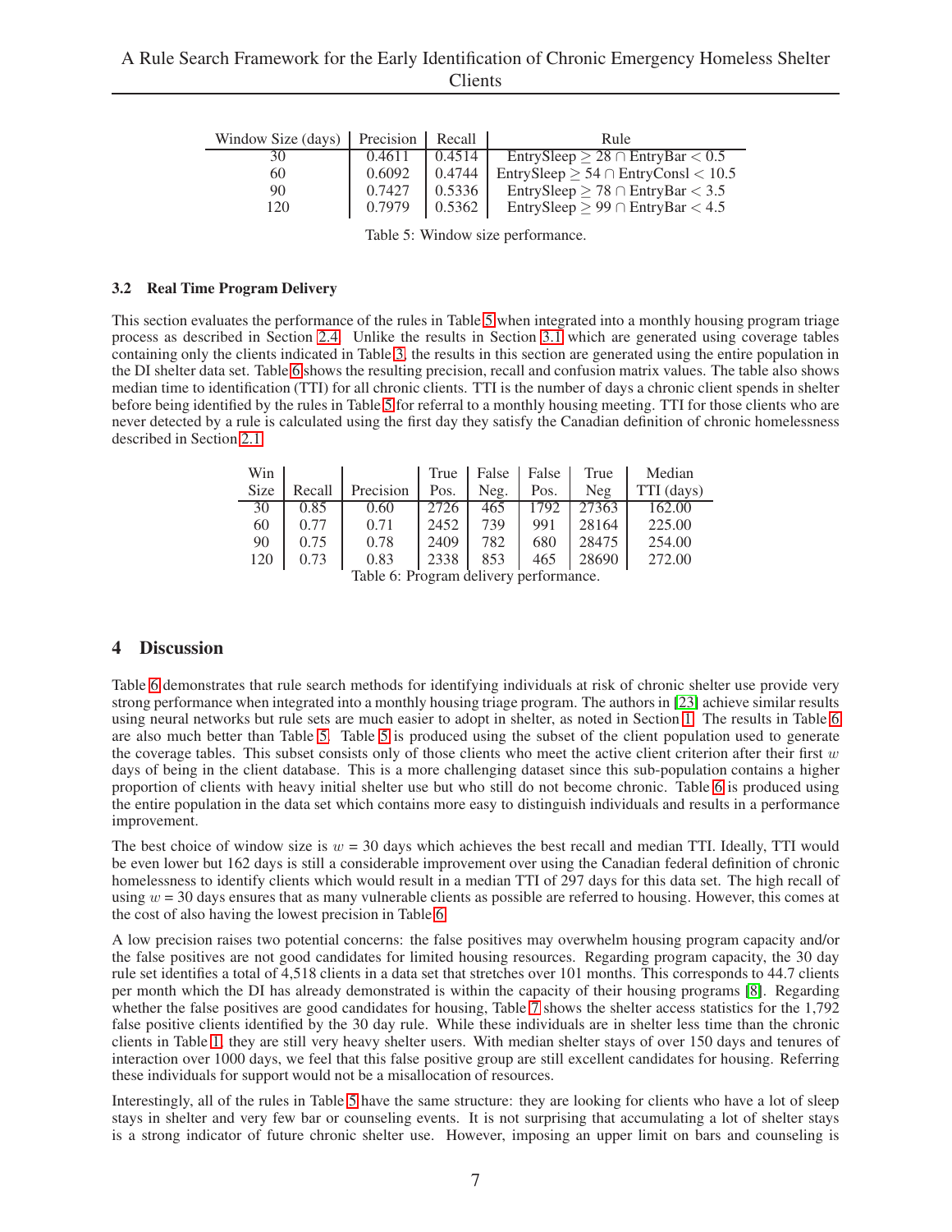| Window Size (days) | Precision | Recall | Rule |
|---|---|---|---|
| 30 | 0.4611 | 0.4514 | EntrySleep $\geq 28 \cap$ EntryBar $< 0.5$ |
| 60 | 0.6092 | 0.4744 | EntrySleep $\geq 54 \cap$ EntryConsl $< 10.5$ |
| 90 | 0.7427 | 0.5336 | EntrySleep $\geq 78 \cap$ EntryBar $< 3.5$ |
| 120 | 0.7979 | 0.5362 | EntrySleep $\geq 99 \cap$ EntryBar $< 4.5$ |

Table 5: Window size performance.

### 3.2 Real Time Program Delivery

This section evaluates the performance of the rules in Table 5 when integrated into a monthly housing program triage process as described in Section 2.4. Unlike the results in Section 3.1 which are generated using coverage tables containing only the clients indicated in Table 3, the results in this section are generated using the entire population in the DI shelter data set. Table 6 shows the resulting precision, recall and confusion matrix values. The table also shows median time to identification (TTI) for all chronic clients. TTI is the number of days a chronic client spends in shelter before being identified by the rules in Table 5 for referral to a monthly housing meeting. TTI for those clients who are never detected by a rule is calculated using the first day they satisfy the Canadian definition of chronic homelessness described in Section 2.1.

| Win Size | Recall | Precision | True Pos. | False Neg. | False Pos. | True Neg | Median TTI (days) |
|---|---|---|---|---|---|---|---|
| 30 | 0.85 | 0.60 | 2726 | 465 | 1792 | 27363 | 162.00 |
| 60 | 0.77 | 0.71 | 2452 | 739 | 991 | 28164 | 225.00 |
| 90 | 0.75 | 0.78 | 2409 | 782 | 680 | 28475 | 254.00 |
| 120 | 0.73 | 0.83 | 2338 | 853 | 465 | 28690 | 272.00 |

Table 6: Program delivery performance.

## 4 Discussion

Table 6 demonstrates that rule search methods for identifying individuals at risk of chronic shelter use provide very strong performance when integrated into a monthly housing triage program. The authors in [23] achieve similar results using neural networks but rule sets are much easier to adopt in shelter, as noted in Section 1. The results in Table 6 are also much better than Table 5. Table 5 is produced using the subset of the client population used to generate the coverage tables. This subset consists only of those clients who meet the active client criterion after their first $w$ days of being in the client database. This is a more challenging dataset since this sub-population contains a higher proportion of clients with heavy initial shelter use but who still do not become chronic. Table 6 is produced using the entire population in the data set which contains more easy to distinguish individuals and results in a performance improvement.

The best choice of window size is $w$ = 30 days which achieves the best recall and median TTI. Ideally, TTI would be even lower but 162 days is still a considerable improvement over using the Canadian federal definition of chronic homelessness to identify clients which would result in a median TTI of 297 days for this data set. The high recall of using $w$ = 30 days ensures that as many vulnerable clients as possible are referred to housing. However, this comes at the cost of also having the lowest precision in Table 6.

A low precision raises two potential concerns: the false positives may overwhelm housing program capacity and/or the false positives are not good candidates for limited housing resources. Regarding program capacity, the 30 day rule set identifies a total of 4,518 clients in a data set that stretches over 101 months. This corresponds to 44.7 clients per month which the DI has already demonstrated is within the capacity of their housing programs [8]. Regarding whether the false positives are good candidates for housing, Table 7 shows the shelter access statistics for the 1,792 false positive clients identified by the 30 day rule. While these individuals are in shelter less time than the chronic clients in Table 1, they are still very heavy shelter users. With median shelter stays of over 150 days and tenures of interaction over 1000 days, we feel that this false positive group are still excellent candidates for housing. Referring these individuals for support would not be a misallocation of resources.

Interestingly, all of the rules in Table 5 have the same structure: they are looking for clients who have a lot of sleep stays in shelter and very few bar or counseling events. It is not surprising that accumulating a lot of shelter stays is a strong indicator of future chronic shelter use. However, imposing an upper limit on bars and counseling is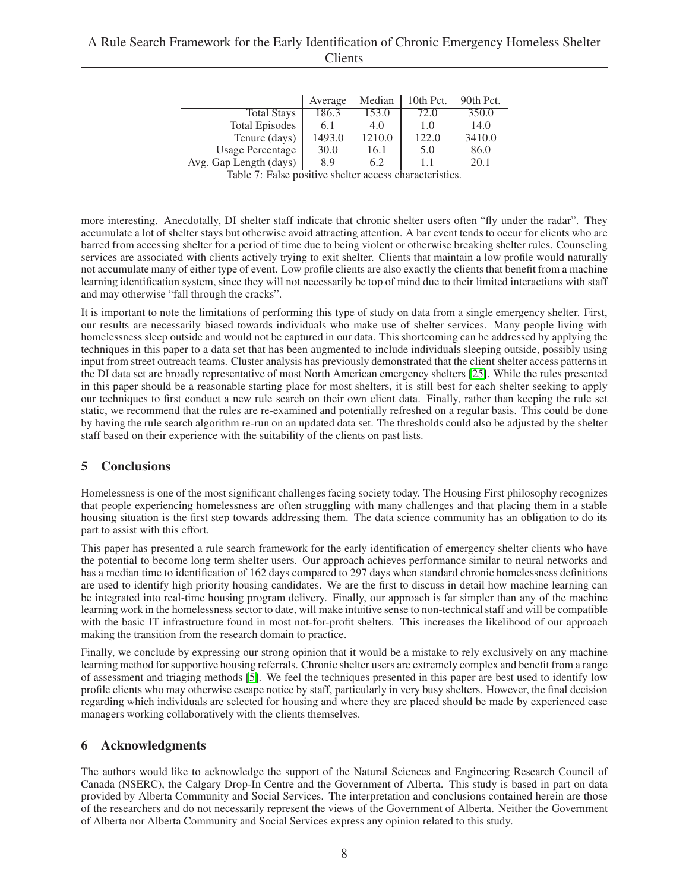| | Average | Median | 10th Pct. | 90th Pct. |
|---|---|---|---|---|
| Total Stays | 186.3 | 153.0 | 72.0 | 350.0 |
| Total Episodes | 6.1 | 4.0 | 1.0 | 14.0 |
| Tenure (days) | 1493.0 | 1210.0 | 122.0 | 3410.0 |
| Usage Percentage | 30.0 | 16.1 | 5.0 | 86.0 |
| Avg. Gap Length (days) | 8.9 | 6.2 | 1.1 | 20.1 |

Table 7: False positive shelter access characteristics.

more interesting. Anecdotally, DI shelter staff indicate that chronic shelter users often "fly under the radar". They accumulate a lot of shelter stays but otherwise avoid attracting attention. A bar event tends to occur for clients who are barred from accessing shelter for a period of time due to being violent or otherwise breaking shelter rules. Counseling services are associated with clients actively trying to exit shelter. Clients that maintain a low profile would naturally not accumulate many of either type of event. Low profile clients are also exactly the clients that benefit from a machine learning identification system, since they will not necessarily be top of mind due to their limited interactions with staff and may otherwise "fall through the cracks".

It is important to note the limitations of performing this type of study on data from a single emergency shelter. First, our results are necessarily biased towards individuals who make use of shelter services. Many people living with homelessness sleep outside and would not be captured in our data. This shortcoming can be addressed by applying the techniques in this paper to a data set that has been augmented to include individuals sleeping outside, possibly using input from street outreach teams. Cluster analysis has previously demonstrated that the client shelter access patterns in the DI data set are broadly representative of most North American emergency shelters [25]. While the rules presented in this paper should be a reasonable starting place for most shelters, it is still best for each shelter seeking to apply our techniques to first conduct a new rule search on their own client data. Finally, rather than keeping the rule set static, we recommend that the rules are re-examined and potentially refreshed on a regular basis. This could be done by having the rule search algorithm re-run on an updated data set. The thresholds could also be adjusted by the shelter staff based on their experience with the suitability of the clients on past lists.

## 5 Conclusions

Homelessness is one of the most significant challenges facing society today. The Housing First philosophy recognizes that people experiencing homelessness are often struggling with many challenges and that placing them in a stable housing situation is the first step towards addressing them. The data science community has an obligation to do its part to assist with this effort.

This paper has presented a rule search framework for the early identification of emergency shelter clients who have the potential to become long term shelter users. Our approach achieves performance similar to neural networks and has a median time to identification of 162 days compared to 297 days when standard chronic homelessness definitions are used to identify high priority housing candidates. We are the first to discuss in detail how machine learning can be integrated into real-time housing program delivery. Finally, our approach is far simpler than any of the machine learning work in the homelessness sector to date, will make intuitive sense to non-technical staff and will be compatible with the basic IT infrastructure found in most not-for-profit shelters. This increases the likelihood of our approach making the transition from the research domain to practice.

Finally, we conclude by expressing our strong opinion that it would be a mistake to rely exclusively on any machine learning method for supportive housing referrals. Chronic shelter users are extremely complex and benefit from a range of assessment and triaging methods [5]. We feel the techniques presented in this paper are best used to identify low profile clients who may otherwise escape notice by staff, particularly in very busy shelters. However, the final decision regarding which individuals are selected for housing and where they are placed should be made by experienced case managers working collaboratively with the clients themselves.

## 6 Acknowledgments

The authors would like to acknowledge the support of the Natural Sciences and Engineering Research Council of Canada (NSERC), the Calgary Drop-In Centre and the Government of Alberta. This study is based in part on data provided by Alberta Community and Social Services. The interpretation and conclusions contained herein are those of the researchers and do not necessarily represent the views of the Government of Alberta. Neither the Government of Alberta nor Alberta Community and Social Services express any opinion related to this study.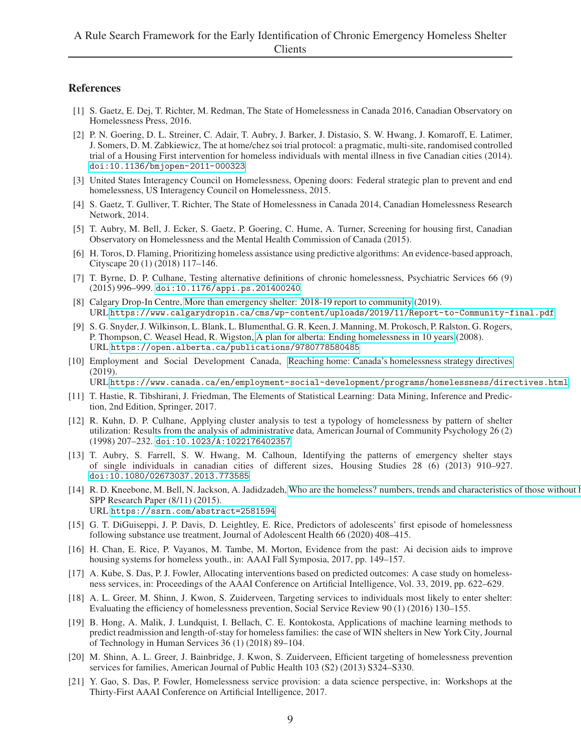## References

[1] S. Gaetz, E. Dej, T. Richter, M. Redman, The State of Homelessness in Canada 2016, Canadian Observatory on Homelessness Press, 2016.

[2] P. N. Goering, D. L. Streiner, C. Adair, T. Aubry, J. Barker, J. Distasio, S. W. Hwang, J. Komaroff, E. Latimer, J. Somers, D. M. Zabkiewicz, The at home/chez soi trial protocol: a pragmatic, multi-site, randomised controlled trial of a Housing First intervention for homeless individuals with mental illness in five Canadian cities (2014). doi:10.1136/bmjopen-2011-000323

[3] United States Interagency Council on Homelessness, Opening doors: Federal strategic plan to prevent and end homelessness, US Interagency Council on Homelessness, 2015.

[4] S. Gaetz, T. Gulliver, T. Richter, The State of Homelessness in Canada 2014, Canadian Homelessness Research Network, 2014.

[5] T. Aubry, M. Bell, J. Ecker, S. Gaetz, P. Goering, C. Hume, A. Turner, Screening for housing first, Canadian Observatory on Homelessness and the Mental Health Commission of Canada (2015).

[6] H. Toros, D. Flaming, Prioritizing homeless assistance using predictive algorithms: An evidence-based approach, Cityscape 20 (1) (2018) 117–146.

[7] T. Byrne, D. P. Culhane, Testing alternative definitions of chronic homelessness, Psychiatric Services 66 (9) (2015) 996–999. doi:10.1176/appi.ps.201400240

[8] Calgary Drop-In Centre, More than emergency shelter: 2018-19 report to community (2019).
URL https://www.calgarydropin.ca/cms/wp-content/uploads/2019/11/Report-to-Community-final.pdf

[9] S. G. Snyder, J. Wilkinson, L. Blank, L. Blumenthal, G. R. Keen, J. Manning, M. Prokosch, P. Ralston, G. Rogers, P. Thompson, C. Weasel Head, R. Wigston, A plan for alberta: Ending homelessness in 10 years (2008).
URL https://open.alberta.ca/publications/9780778580485

[10] Employment and Social Development Canada, Reaching home: Canada's homelessness strategy directives (2019).
URL https://www.canada.ca/en/employment-social-development/programs/homelessness/directives.html

[11] T. Hastie, R. Tibshirani, J. Friedman, The Elements of Statistical Learning: Data Mining, Inference and Prediction, 2nd Edition, Springer, 2017.

[12] R. Kuhn, D. P. Culhane, Applying cluster analysis to test a typology of homelessness by pattern of shelter utilization: Results from the analysis of administrative data, American Journal of Community Psychology 26 (2) (1998) 207–232. doi:10.1023/A:1022176402357

[13] T. Aubry, S. Farrell, S. W. Hwang, M. Calhoun, Identifying the patterns of emergency shelter stays of single individuals in canadian cities of different sizes, Housing Studies 28 (6) (2013) 910–927. doi:10.1080/02673037.2013.773585

[14] R. D. Kneebone, M. Bell, N. Jackson, A. Jadidzadeh, Who are the homeless? numbers, trends and characteristics of those without h SPP Research Paper (8/11) (2015).
URL https://ssrn.com/abstract=2581594

[15] G. T. DiGuiseppi, J. P. Davis, D. Leightley, E. Rice, Predictors of adolescents' first episode of homelessness following substance use treatment, Journal of Adolescent Health 66 (2020) 408–415.

[16] H. Chan, E. Rice, P. Vayanos, M. Tambe, M. Morton, Evidence from the past: Ai decision aids to improve housing systems for homeless youth., in: AAAI Fall Symposia, 2017, pp. 149–157.

[17] A. Kube, S. Das, P. J. Fowler, Allocating interventions based on predicted outcomes: A case study on homelessness services, in: Proceedings of the AAAI Conference on Artificial Intelligence, Vol. 33, 2019, pp. 622–629.

[18] A. L. Greer, M. Shinn, J. Kwon, S. Zuiderveen, Targeting services to individuals most likely to enter shelter: Evaluating the efficiency of homelessness prevention, Social Service Review 90 (1) (2016) 130–155.

[19] B. Hong, A. Malik, J. Lundquist, I. Bellach, C. E. Kontokosta, Applications of machine learning methods to predict readmission and length-of-stay for homeless families: the case of WIN shelters in New York City, Journal of Technology in Human Services 36 (1) (2018) 89–104.

[20] M. Shinn, A. L. Greer, J. Bainbridge, J. Kwon, S. Zuiderveen, Efficient targeting of homelessness prevention services for families, American Journal of Public Health 103 (S2) (2013) S324–S330.

[21] Y. Gao, S. Das, P. Fowler, Homelessness service provision: a data science perspective, in: Workshops at the Thirty-First AAAI Conference on Artificial Intelligence, 2017.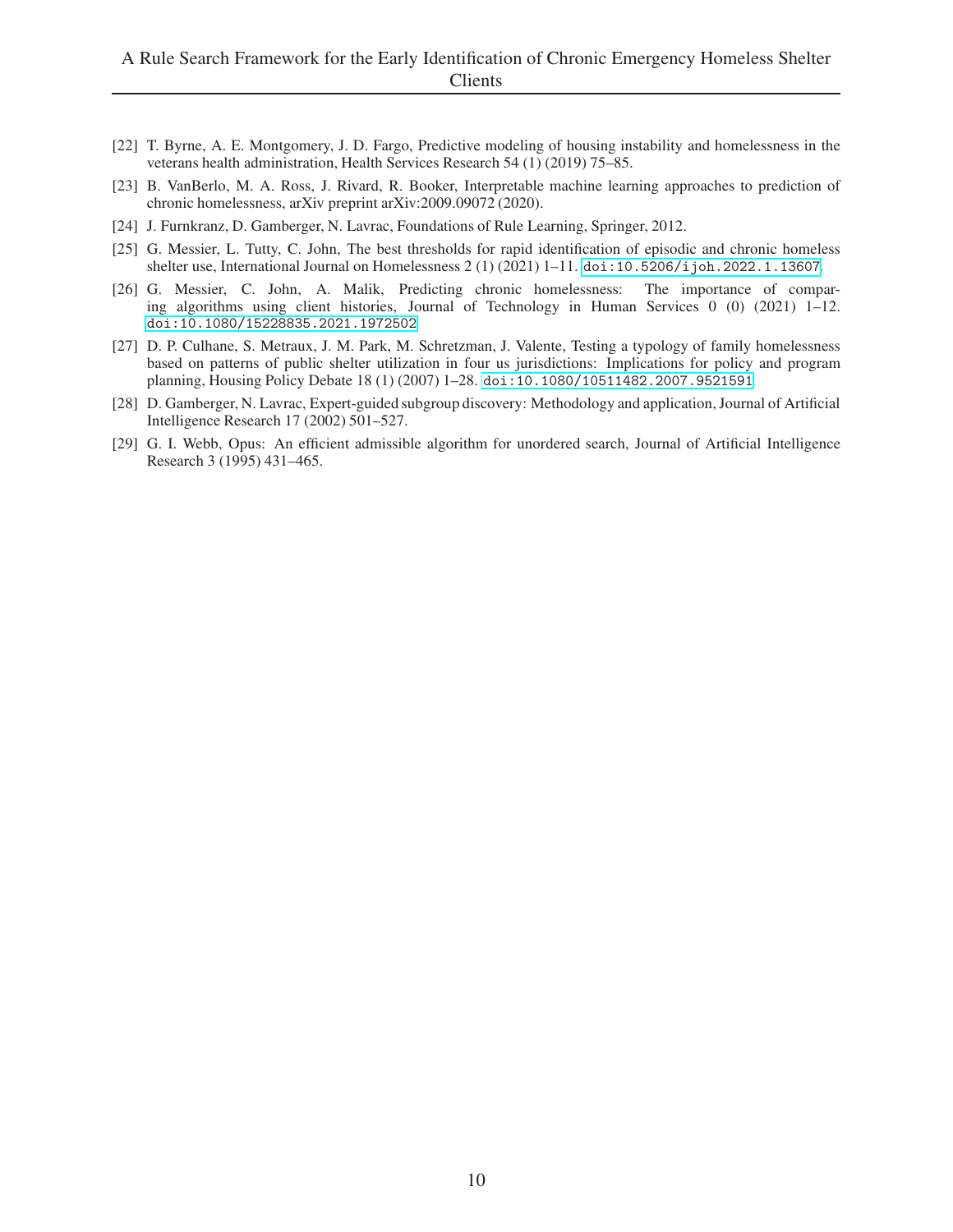[22] T. Byrne, A. E. Montgomery, J. D. Fargo, Predictive modeling of housing instability and homelessness in the veterans health administration, Health Services Research 54 (1) (2019) 75–85.

[23] B. VanBerlo, M. A. Ross, J. Rivard, R. Booker, Interpretable machine learning approaches to prediction of chronic homelessness, arXiv preprint arXiv:2009.09072 (2020).

[24] J. Furnkranz, D. Gamberger, N. Lavrac, Foundations of Rule Learning, Springer, 2012.

[25] G. Messier, L. Tutty, C. John, The best thresholds for rapid identification of episodic and chronic homeless shelter use, International Journal on Homelessness 2 (1) (2021) 1–11. doi:10.5206/ijoh.2022.1.13607.

[26] G. Messier, C. John, A. Malik, Predicting chronic homelessness: The importance of comparing algorithms using client histories, Journal of Technology in Human Services 0 (0) (2021) 1–12. doi:10.1080/15228835.2021.1972502.

[27] D. P. Culhane, S. Metraux, J. M. Park, M. Schretzman, J. Valente, Testing a typology of family homelessness based on patterns of public shelter utilization in four us jurisdictions: Implications for policy and program planning, Housing Policy Debate 18 (1) (2007) 1–28. doi:10.1080/10511482.2007.9521591.

[28] D. Gamberger, N. Lavrac, Expert-guided subgroup discovery: Methodology and application, Journal of Artificial Intelligence Research 17 (2002) 501–527.

[29] G. I. Webb, Opus: An efficient admissible algorithm for unordered search, Journal of Artificial Intelligence Research 3 (1995) 431–465.